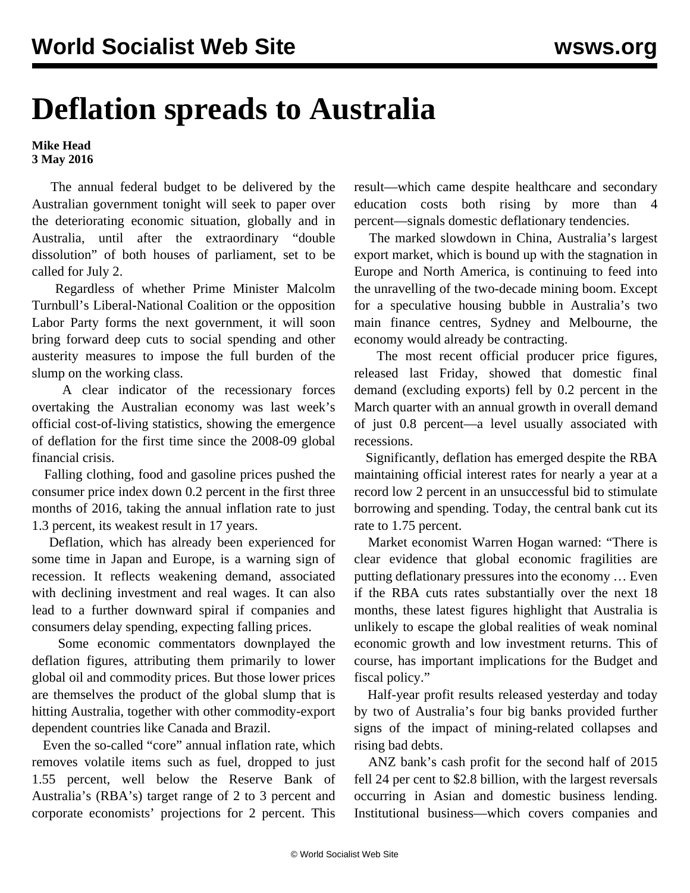# Deflation spreads to Australia

**Mike Head**
**3 May 2016**

The annual federal budget to be delivered by the Australian government tonight will seek to paper over the deteriorating economic situation, globally and in Australia, until after the extraordinary "double dissolution" of both houses of parliament, set to be called for July 2.

Regardless of whether Prime Minister Malcolm Turnbull's Liberal-National Coalition or the opposition Labor Party forms the next government, it will soon bring forward deep cuts to social spending and other austerity measures to impose the full burden of the slump on the working class.

A clear indicator of the recessionary forces overtaking the Australian economy was last week's official cost-of-living statistics, showing the emergence of deflation for the first time since the 2008-09 global financial crisis.

Falling clothing, food and gasoline prices pushed the consumer price index down 0.2 percent in the first three months of 2016, taking the annual inflation rate to just 1.3 percent, its weakest result in 17 years.

Deflation, which has already been experienced for some time in Japan and Europe, is a warning sign of recession. It reflects weakening demand, associated with declining investment and real wages. It can also lead to a further downward spiral if companies and consumers delay spending, expecting falling prices.

Some economic commentators downplayed the deflation figures, attributing them primarily to lower global oil and commodity prices. But those lower prices are themselves the product of the global slump that is hitting Australia, together with other commodity-export dependent countries like Canada and Brazil.

Even the so-called "core" annual inflation rate, which removes volatile items such as fuel, dropped to just 1.55 percent, well below the Reserve Bank of Australia's (RBA's) target range of 2 to 3 percent and corporate economists' projections for 2 percent. This result—which came despite healthcare and secondary education costs both rising by more than 4 percent—signals domestic deflationary tendencies.

The marked slowdown in China, Australia's largest export market, which is bound up with the stagnation in Europe and North America, is continuing to feed into the unravelling of the two-decade mining boom. Except for a speculative housing bubble in Australia's two main finance centres, Sydney and Melbourne, the economy would already be contracting.

The most recent official producer price figures, released last Friday, showed that domestic final demand (excluding exports) fell by 0.2 percent in the March quarter with an annual growth in overall demand of just 0.8 percent—a level usually associated with recessions.

Significantly, deflation has emerged despite the RBA maintaining official interest rates for nearly a year at a record low 2 percent in an unsuccessful bid to stimulate borrowing and spending. Today, the central bank cut its rate to 1.75 percent.

Market economist Warren Hogan warned: "There is clear evidence that global economic fragilities are putting deflationary pressures into the economy … Even if the RBA cuts rates substantially over the next 18 months, these latest figures highlight that Australia is unlikely to escape the global realities of weak nominal economic growth and low investment returns. This of course, has important implications for the Budget and fiscal policy."

Half-year profit results released yesterday and today by two of Australia's four big banks provided further signs of the impact of mining-related collapses and rising bad debts.

ANZ bank's cash profit for the second half of 2015 fell 24 per cent to $2.8 billion, with the largest reversals occurring in Asian and domestic business lending. Institutional business—which covers companies and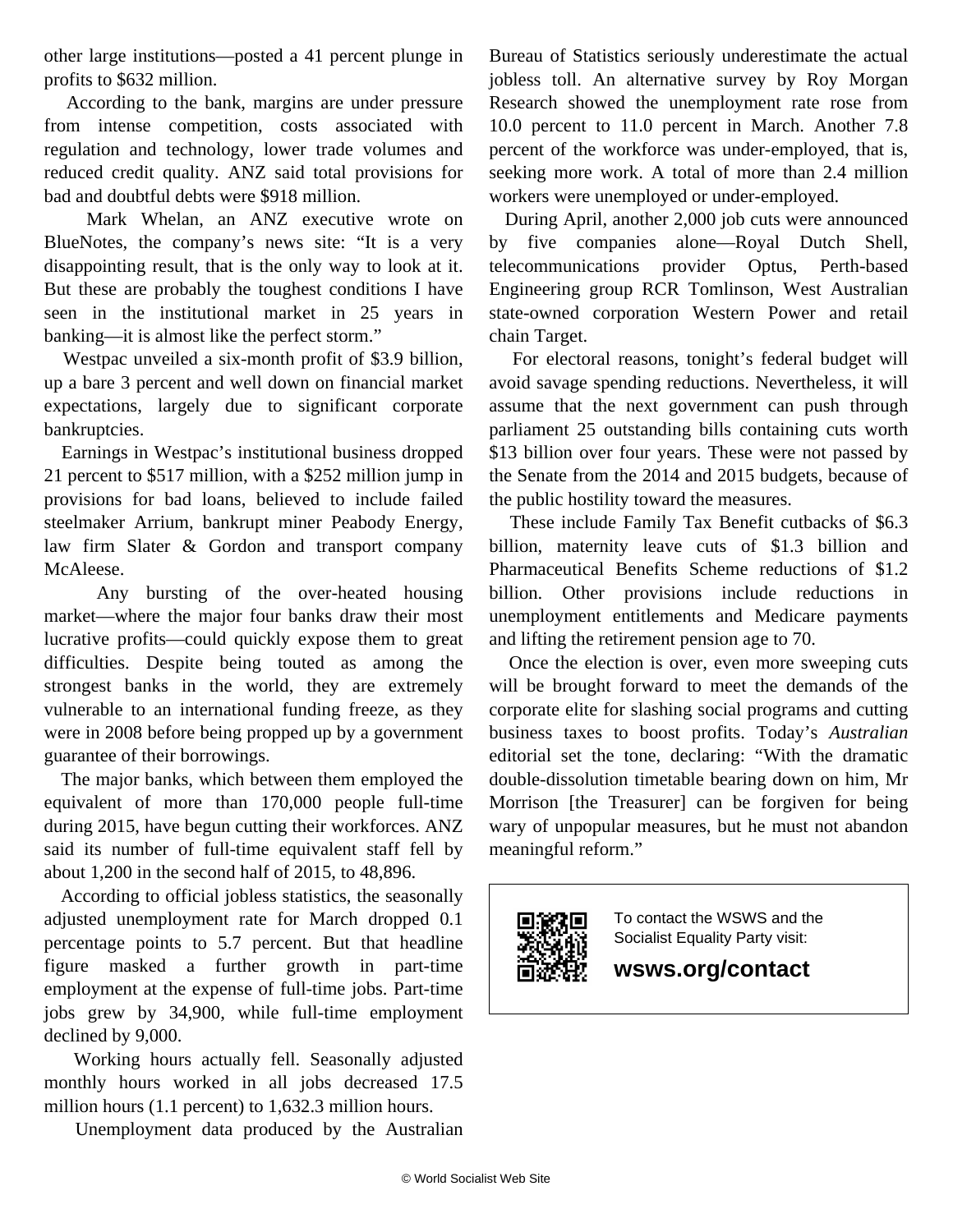other large institutions—posted a 41 percent plunge in profits to $632 million.

According to the bank, margins are under pressure from intense competition, costs associated with regulation and technology, lower trade volumes and reduced credit quality. ANZ said total provisions for bad and doubtful debts were $918 million.

Mark Whelan, an ANZ executive wrote on BlueNotes, the company's news site: "It is a very disappointing result, that is the only way to look at it. But these are probably the toughest conditions I have seen in the institutional market in 25 years in banking—it is almost like the perfect storm."

Westpac unveiled a six-month profit of $3.9 billion, up a bare 3 percent and well down on financial market expectations, largely due to significant corporate bankruptcies.

Earnings in Westpac's institutional business dropped 21 percent to $517 million, with a $252 million jump in provisions for bad loans, believed to include failed steelmaker Arrium, bankrupt miner Peabody Energy, law firm Slater & Gordon and transport company McAleese.

Any bursting of the over-heated housing market—where the major four banks draw their most lucrative profits—could quickly expose them to great difficulties. Despite being touted as among the strongest banks in the world, they are extremely vulnerable to an international funding freeze, as they were in 2008 before being propped up by a government guarantee of their borrowings.

The major banks, which between them employed the equivalent of more than 170,000 people full-time during 2015, have begun cutting their workforces. ANZ said its number of full-time equivalent staff fell by about 1,200 in the second half of 2015, to 48,896.

According to official jobless statistics, the seasonally adjusted unemployment rate for March dropped 0.1 percentage points to 5.7 percent. But that headline figure masked a further growth in part-time employment at the expense of full-time jobs. Part-time jobs grew by 34,900, while full-time employment declined by 9,000.

Working hours actually fell. Seasonally adjusted monthly hours worked in all jobs decreased 17.5 million hours (1.1 percent) to 1,632.3 million hours.

Unemployment data produced by the Australian Bureau of Statistics seriously underestimate the actual jobless toll. An alternative survey by Roy Morgan Research showed the unemployment rate rose from 10.0 percent to 11.0 percent in March. Another 7.8 percent of the workforce was under-employed, that is, seeking more work. A total of more than 2.4 million workers were unemployed or under-employed.

During April, another 2,000 job cuts were announced by five companies alone—Royal Dutch Shell, telecommunications provider Optus, Perth-based Engineering group RCR Tomlinson, West Australian state-owned corporation Western Power and retail chain Target.

For electoral reasons, tonight's federal budget will avoid savage spending reductions. Nevertheless, it will assume that the next government can push through parliament 25 outstanding bills containing cuts worth $13 billion over four years. These were not passed by the Senate from the 2014 and 2015 budgets, because of the public hostility toward the measures.

These include Family Tax Benefit cutbacks of $6.3 billion, maternity leave cuts of $1.3 billion and Pharmaceutical Benefits Scheme reductions of $1.2 billion. Other provisions include reductions in unemployment entitlements and Medicare payments and lifting the retirement pension age to 70.

Once the election is over, even more sweeping cuts will be brought forward to meet the demands of the corporate elite for slashing social programs and cutting business taxes to boost profits. Today's *Australian* editorial set the tone, declaring: "With the dramatic double-dissolution timetable bearing down on him, Mr Morrison [the Treasurer] can be forgiven for being wary of unpopular measures, but he must not abandon meaningful reform."

To contact the WSWS and the Socialist Equality Party visit:

**wsws.org/contact**